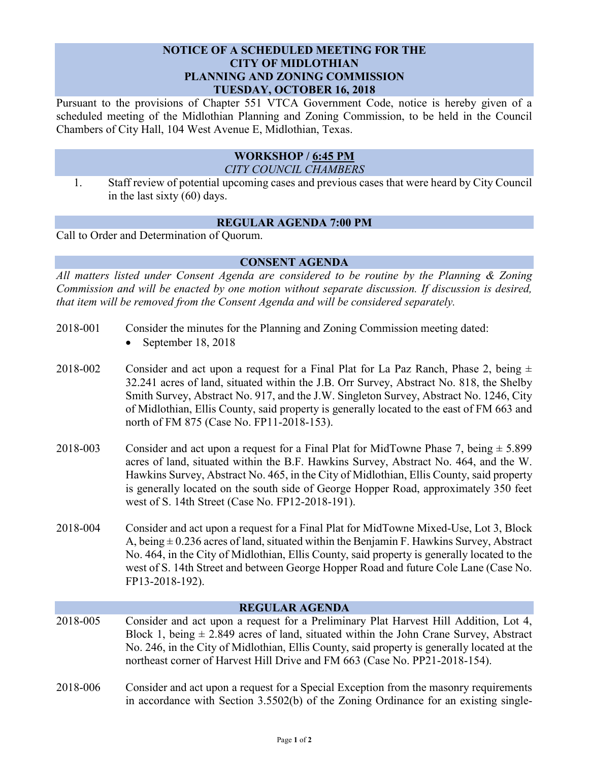# NOTICE OF A SCHEDULED MEETING FOR THE CITY OF MIDLOTHIAN PLANNING AND ZONING COMMISSION TUESDAY, OCTOBER 16, 2018

Pursuant to the provisions of Chapter 551 VTCA Government Code, notice is hereby given of a scheduled meeting of the Midlothian Planning and Zoning Commission, to be held in the Council Chambers of City Hall, 104 West Avenue E, Midlothian, Texas.

## WORKSHOP / 6:45 PM

*CITY COUNCIL CHAMBERS*

1. Staff review of potential upcoming cases and previous cases that were heard by City Council in the last sixty (60) days.

## REGULAR AGENDA 7:00 PM

Call to Order and Determination of Quorum.

## CONSENT AGENDA

*All matters listed under Consent Agenda are considered to be routine by the Planning & Zoning Commission and will be enacted by one motion without separate discussion. If discussion is desired, that item will be removed from the Consent Agenda and will be considered separately.*

2018-001 Consider the minutes for the Planning and Zoning Commission meeting dated:

- September 18, 2018

2018-002 Consider and act upon a request for a Final Plat for La Paz Ranch, Phase 2, being ± 32.241 acres of land, situated within the J.B. Orr Survey, Abstract No. 818, the Shelby Smith Survey, Abstract No. 917, and the J.W. Singleton Survey, Abstract No. 1246, City of Midlothian, Ellis County, said property is generally located to the east of FM 663 and north of FM 875 (Case No. FP11-2018-153).

2018-003 Consider and act upon a request for a Final Plat for MidTowne Phase 7, being ± 5.899 acres of land, situated within the B.F. Hawkins Survey, Abstract No. 464, and the W. Hawkins Survey, Abstract No. 465, in the City of Midlothian, Ellis County, said property is generally located on the south side of George Hopper Road, approximately 350 feet west of S. 14th Street (Case No. FP12-2018-191).

2018-004 Consider and act upon a request for a Final Plat for MidTowne Mixed-Use, Lot 3, Block A, being ± 0.236 acres of land, situated within the Benjamin F. Hawkins Survey, Abstract No. 464, in the City of Midlothian, Ellis County, said property is generally located to the west of S. 14th Street and between George Hopper Road and future Cole Lane (Case No. FP13-2018-192).

## REGULAR AGENDA

2018-005 Consider and act upon a request for a Preliminary Plat Harvest Hill Addition, Lot 4, Block 1, being ± 2.849 acres of land, situated within the John Crane Survey, Abstract No. 246, in the City of Midlothian, Ellis County, said property is generally located at the northeast corner of Harvest Hill Drive and FM 663 (Case No. PP21-2018-154).

2018-006 Consider and act upon a request for a Special Exception from the masonry requirements in accordance with Section 3.5502(b) of the Zoning Ordinance for an existing single-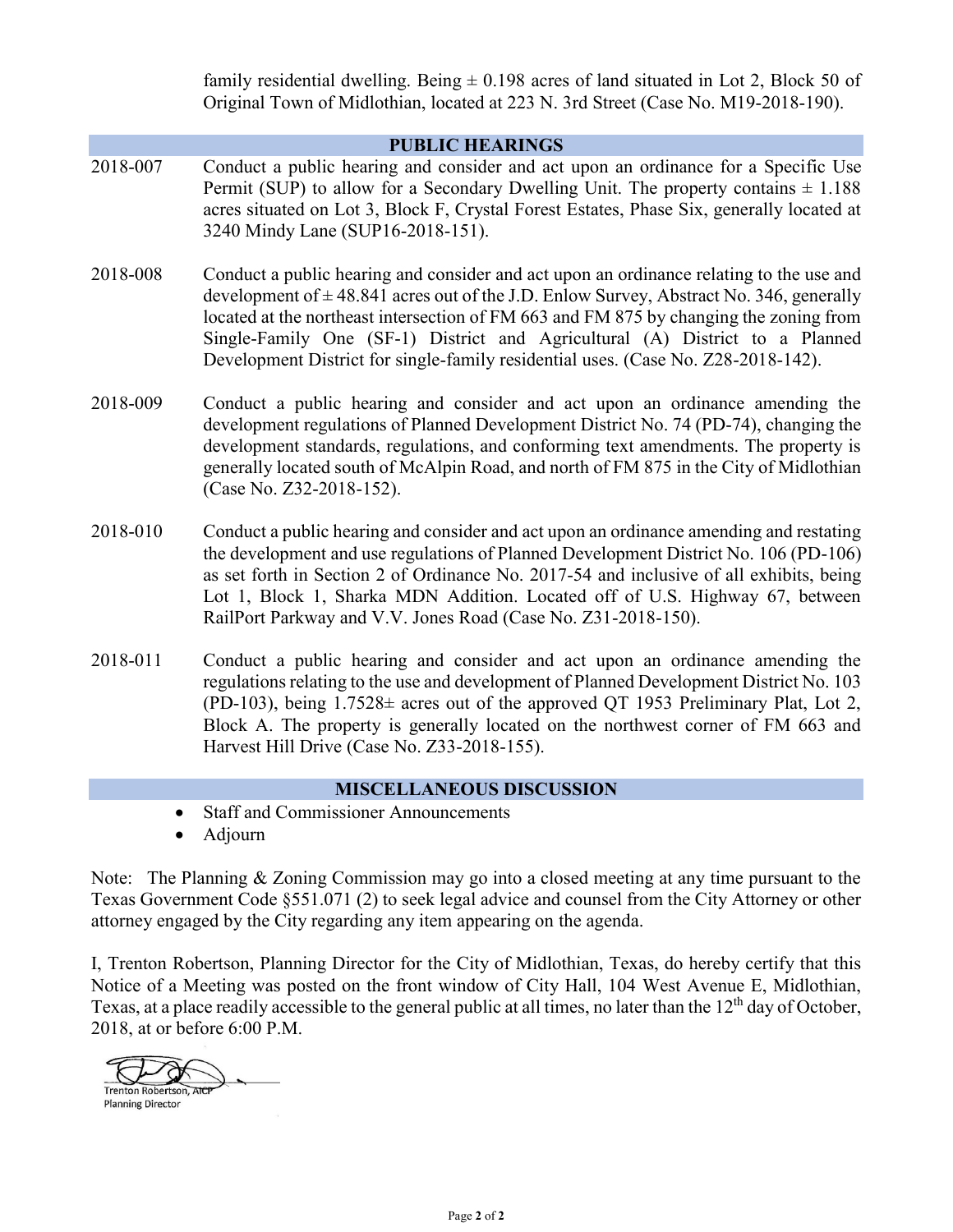family residential dwelling. Being ± 0.198 acres of land situated in Lot 2, Block 50 of Original Town of Midlothian, located at 223 N. 3rd Street (Case No. M19-2018-190).

## PUBLIC HEARINGS

2018-007 Conduct a public hearing and consider and act upon an ordinance for a Specific Use Permit (SUP) to allow for a Secondary Dwelling Unit. The property contains ± 1.188 acres situated on Lot 3, Block F, Crystal Forest Estates, Phase Six, generally located at 3240 Mindy Lane (SUP16-2018-151).

2018-008 Conduct a public hearing and consider and act upon an ordinance relating to the use and development of ± 48.841 acres out of the J.D. Enlow Survey, Abstract No. 346, generally located at the northeast intersection of FM 663 and FM 875 by changing the zoning from Single-Family One (SF-1) District and Agricultural (A) District to a Planned Development District for single-family residential uses. (Case No. Z28-2018-142).

2018-009 Conduct a public hearing and consider and act upon an ordinance amending the development regulations of Planned Development District No. 74 (PD-74), changing the development standards, regulations, and conforming text amendments. The property is generally located south of McAlpin Road, and north of FM 875 in the City of Midlothian (Case No. Z32-2018-152).

2018-010 Conduct a public hearing and consider and act upon an ordinance amending and restating the development and use regulations of Planned Development District No. 106 (PD-106) as set forth in Section 2 of Ordinance No. 2017-54 and inclusive of all exhibits, being Lot 1, Block 1, Sharka MDN Addition. Located off of U.S. Highway 67, between RailPort Parkway and V.V. Jones Road (Case No. Z31-2018-150).

2018-011 Conduct a public hearing and consider and act upon an ordinance amending the regulations relating to the use and development of Planned Development District No. 103 (PD-103), being 1.7528± acres out of the approved QT 1953 Preliminary Plat, Lot 2, Block A. The property is generally located on the northwest corner of FM 663 and Harvest Hill Drive (Case No. Z33-2018-155).

## MISCELLANEOUS DISCUSSION

- Staff and Commissioner Announcements
- Adjourn

Note: The Planning & Zoning Commission may go into a closed meeting at any time pursuant to the Texas Government Code §551.071 (2) to seek legal advice and counsel from the City Attorney or other attorney engaged by the City regarding any item appearing on the agenda.

I, Trenton Robertson, Planning Director for the City of Midlothian, Texas, do hereby certify that this Notice of a Meeting was posted on the front window of City Hall, 104 West Avenue E, Midlothian, Texas, at a place readily accessible to the general public at all times, no later than the 12th day of October, 2018, at or before 6:00 P.M.

Trenton Robertson, AICP
Planning Director